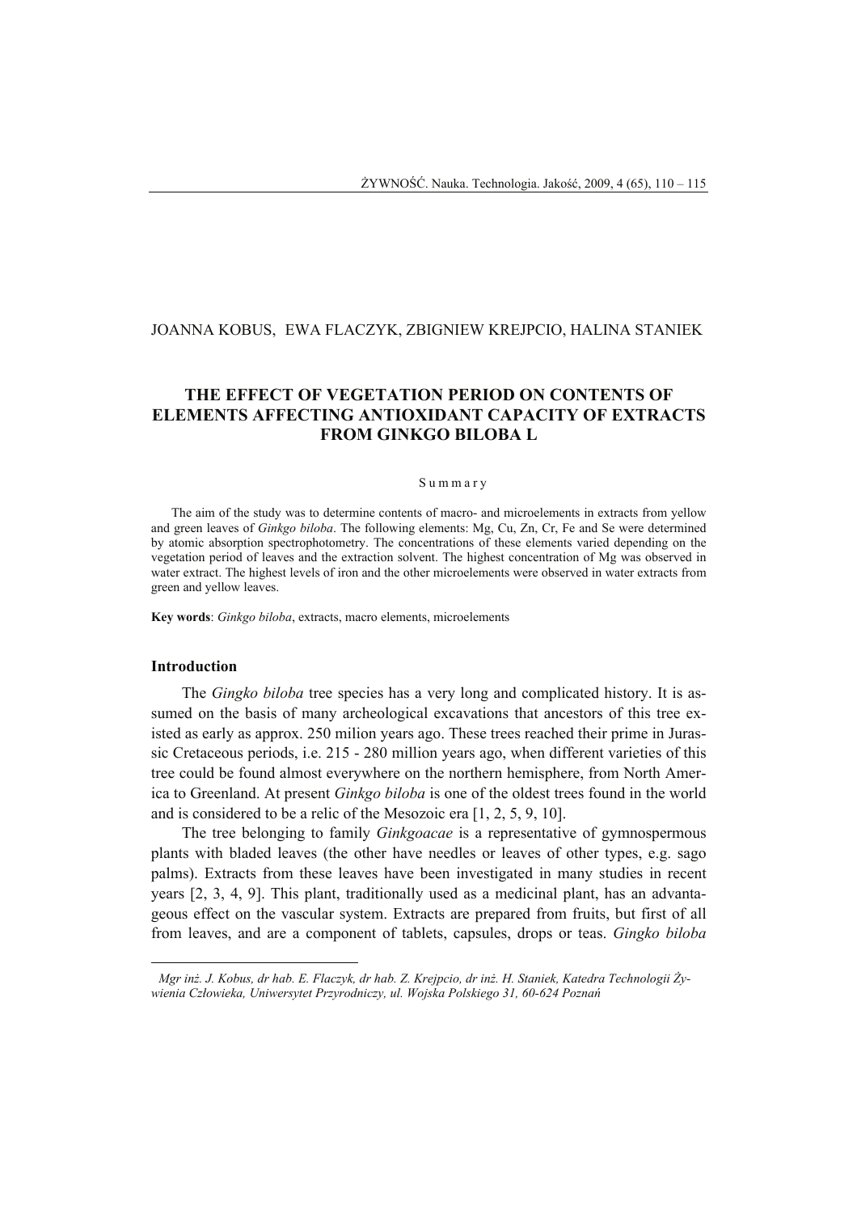JOANNA KOBUS, EWA FLACZYK, ZBIGNIEW KREJPCIO, HALINA STANIEK

# THE EFFECT OF VEGETATION PERIOD ON CONTENTS OF ELEMENTS AFFECTING ANTIOXIDANT CAPACITY OF EXTRACTS FROM GINKGO BILOBA L

S u m m a r y

The aim of the study was to determine contents of macro- and microelements in extracts from yellow and green leaves of *Ginkgo biloba*. The following elements: Mg, Cu, Zn, Cr, Fe and Se were determined by atomic absorption spectrophotometry. The concentrations of these elements varied depending on the vegetation period of leaves and the extraction solvent. The highest concentration of Mg was observed in water extract. The highest levels of iron and the other microelements were observed in water extracts from green and yellow leaves.

**Key words**: *Ginkgo biloba*, extracts, macro elements, microelements

## Introduction

The *Gingko biloba* tree species has a very long and complicated history. It is assumed on the basis of many archeological excavations that ancestors of this tree existed as early as approx. 250 milion years ago. These trees reached their prime in Jurassic Cretaceous periods, i.e. 215 - 280 million years ago, when different varieties of this tree could be found almost everywhere on the northern hemisphere, from North America to Greenland. At present *Ginkgo biloba* is one of the oldest trees found in the world and is considered to be a relic of the Mesozoic era [1, 2, 5, 9, 10].

The tree belonging to family *Ginkgoacae* is a representative of gymnospermous plants with bladed leaves (the other have needles or leaves of other types, e.g. sago palms). Extracts from these leaves have been investigated in many studies in recent years [2, 3, 4, 9]. This plant, traditionally used as a medicinal plant, has an advantageous effect on the vascular system. Extracts are prepared from fruits, but first of all from leaves, and are a component of tablets, capsules, drops or teas. *Gingko biloba*

---

*Mgr inż. J. Kobus, dr hab. E. Flaczyk, dr hab. Z. Krejpcio, dr inż. H. Staniek, Katedra Technologii Żywienia Człowieka, Uniwersytet Przyrodniczy, ul. Wojska Polskiego 31, 60-624 Poznań*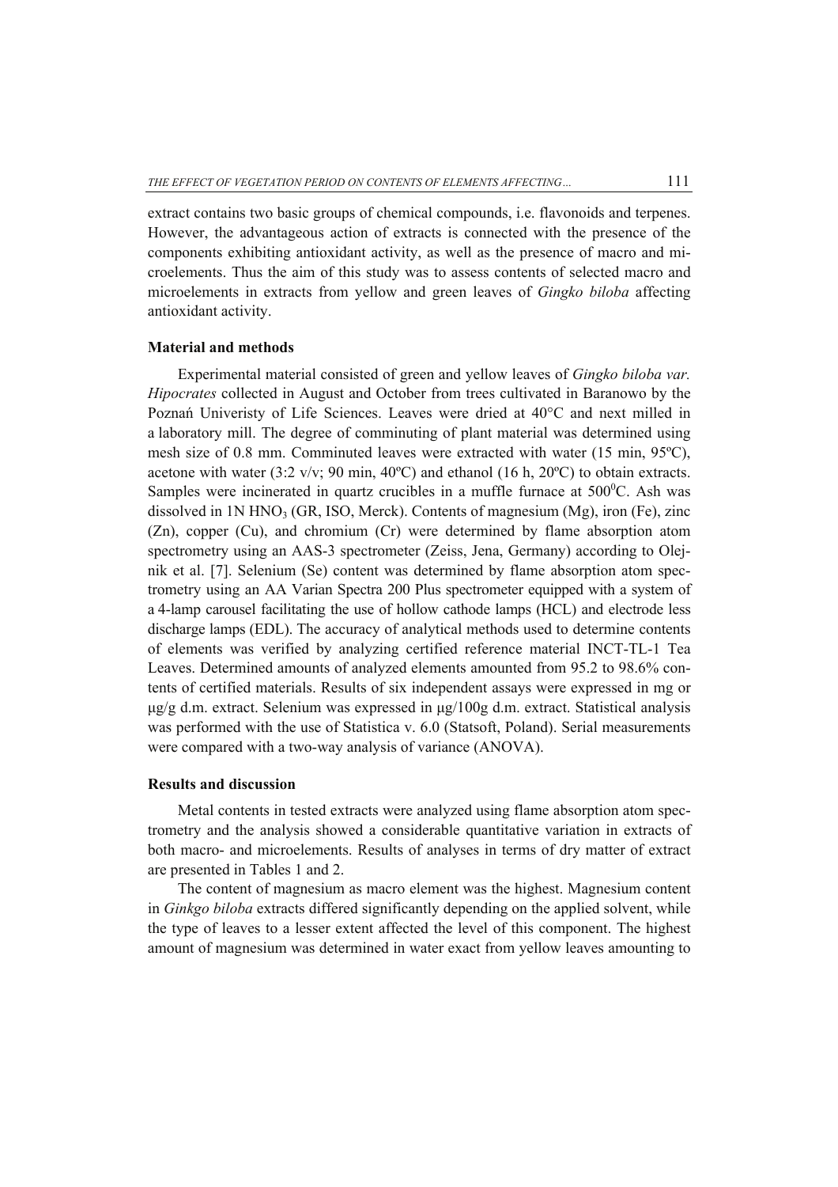extract contains two basic groups of chemical compounds, i.e. flavonoids and terpenes. However, the advantageous action of extracts is connected with the presence of the components exhibiting antioxidant activity, as well as the presence of macro and microelements. Thus the aim of this study was to assess contents of selected macro and microelements in extracts from yellow and green leaves of *Gingko biloba* affecting antioxidant activity.

### Material and methods

Experimental material consisted of green and yellow leaves of *Gingko biloba var. Hipocrates* collected in August and October from trees cultivated in Baranowo by the Poznań Univeristy of Life Sciences. Leaves were dried at 40°C and next milled in a laboratory mill. The degree of comminuting of plant material was determined using mesh size of 0.8 mm. Comminuted leaves were extracted with water (15 min, 95ºC), acetone with water (3:2 v/v; 90 min, 40ºC) and ethanol (16 h, 20ºC) to obtain extracts. Samples were incinerated in quartz crucibles in a muffle furnace at $500^0$C. Ash was dissolved in 1N $HNO_3$ (GR, ISO, Merck). Contents of magnesium (Mg), iron (Fe), zinc (Zn), copper (Cu), and chromium (Cr) were determined by flame absorption atom spectrometry using an AAS-3 spectrometer (Zeiss, Jena, Germany) according to Olejnik et al. [7]. Selenium (Se) content was determined by flame absorption atom spectrometry using an AA Varian Spectra 200 Plus spectrometer equipped with a system of a 4-lamp carousel facilitating the use of hollow cathode lamps (HCL) and electrode less discharge lamps (EDL). The accuracy of analytical methods used to determine contents of elements was verified by analyzing certified reference material INCT-TL-1 Tea Leaves. Determined amounts of analyzed elements amounted from 95.2 to 98.6% contents of certified materials. Results of six independent assays were expressed in mg or µg/g d.m. extract. Selenium was expressed in µg/100g d.m. extract. Statistical analysis was performed with the use of Statistica v. 6.0 (Statsoft, Poland). Serial measurements were compared with a two-way analysis of variance (ANOVA).

### Results and discussion

Metal contents in tested extracts were analyzed using flame absorption atom spectrometry and the analysis showed a considerable quantitative variation in extracts of both macro- and microelements. Results of analyses in terms of dry matter of extract are presented in Tables 1 and 2.

The content of magnesium as macro element was the highest. Magnesium content in *Ginkgo biloba* extracts differed significantly depending on the applied solvent, while the type of leaves to a lesser extent affected the level of this component. The highest amount of magnesium was determined in water exact from yellow leaves amounting to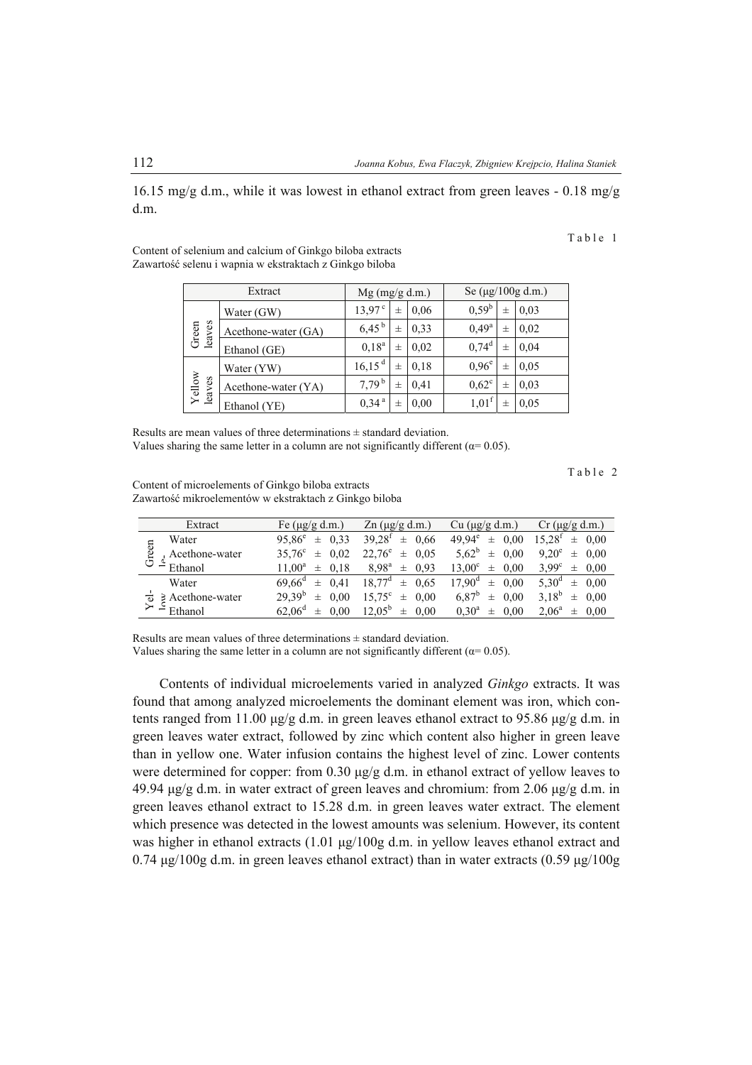16.15 mg/g d.m., while it was lowest in ethanol extract from green leaves - 0.18 mg/g d.m.

Table 1

Content of selenium and calcium of Ginkgo biloba extracts
Zawartość selenu i wapnia w ekstraktach z Ginkgo biloba

| Extract | | Mg (mg/g d.m.) | | | Se (µg/100g d.m.) | | |
|---|---|---|---|---|---|---|---|
| Green leaves | Water (GW) | 13,97$^{c}$ | ± | 0,06 | 0,59$^{b}$ | ± | 0,03 |
| | Acethone-water (GA) | 6,45$^{b}$ | ± | 0,33 | 0,49$^{a}$ | ± | 0,02 |
| | Ethanol (GE) | 0,18$^{a}$ | ± | 0,02 | 0,74$^{d}$ | ± | 0,04 |
| Yellow leaves | Water (YW) | 16,15$^{d}$ | ± | 0,18 | 0,96$^{e}$ | ± | 0,05 |
| | Acethone-water (YA) | 7,79$^{b}$ | ± | 0,41 | 0,62$^{c}$ | ± | 0,03 |
| | Ethanol (YE) | 0,34$^{a}$ | ± | 0,00 | 1,01$^{f}$ | ± | 0,05 |

Results are mean values of three determinations ± standard deviation.
Values sharing the same letter in a column are not significantly different (α= 0.05).

Table 2

Content of microelements of Ginkgo biloba extracts
Zawartość mikroelementów w ekstraktach z Ginkgo biloba

| Extract | | Fe (µg/g d.m.) | Zn (µg/g d.m.) | Cu (µg/g d.m.) | Cr (µg/g d.m.) |
|---|---|---|---|---|---|
| Green le- | Water | 95,86$^{e}$ ± 0,33 | 39,28$^{f}$ ± 0,66 | 49,94$^{e}$ ± 0,00 | 15,28$^{f}$ ± 0,00 |
| | Acethone-water | 35,76$^{c}$ ± 0,02 | 22,76$^{e}$ ± 0,05 | 5,62$^{b}$ ± 0,00 | 9,20$^{e}$ ± 0,00 |
| | Ethanol | 11,00$^{a}$ ± 0,18 | 8,98$^{a}$ ± 0,93 | 13,00$^{c}$ ± 0,00 | 3,99$^{c}$ ± 0,00 |
| Yel-low | Water | 69,66$^{d}$ ± 0,41 | 18,77$^{d}$ ± 0,65 | 17,90$^{d}$ ± 0,00 | 5,30$^{d}$ ± 0,00 |
| | Acethone-water | 29,39$^{b}$ ± 0,00 | 15,75$^{c}$ ± 0,00 | 6,87$^{b}$ ± 0,00 | 3,18$^{b}$ ± 0,00 |
| | Ethanol | 62,06$^{d}$ ± 0,00 | 12,05$^{b}$ ± 0,00 | 0,30$^{a}$ ± 0,00 | 2,06$^{a}$ ± 0,00 |

Results are mean values of three determinations ± standard deviation.
Values sharing the same letter in a column are not significantly different (α= 0.05).

Contents of individual microelements varied in analyzed *Ginkgo* extracts. It was found that among analyzed microelements the dominant element was iron, which contents ranged from 11.00 µg/g d.m. in green leaves ethanol extract to 95.86 µg/g d.m. in green leaves water extract, followed by zinc which content also higher in green leave than in yellow one. Water infusion contains the highest level of zinc. Lower contents were determined for copper: from 0.30 µg/g d.m. in ethanol extract of yellow leaves to 49.94 µg/g d.m. in water extract of green leaves and chromium: from 2.06 µg/g d.m. in green leaves ethanol extract to 15.28 d.m. in green leaves water extract. The element which presence was detected in the lowest amounts was selenium. However, its content was higher in ethanol extracts (1.01 µg/100g d.m. in yellow leaves ethanol extract and 0.74 µg/100g d.m. in green leaves ethanol extract) than in water extracts (0.59 µg/100g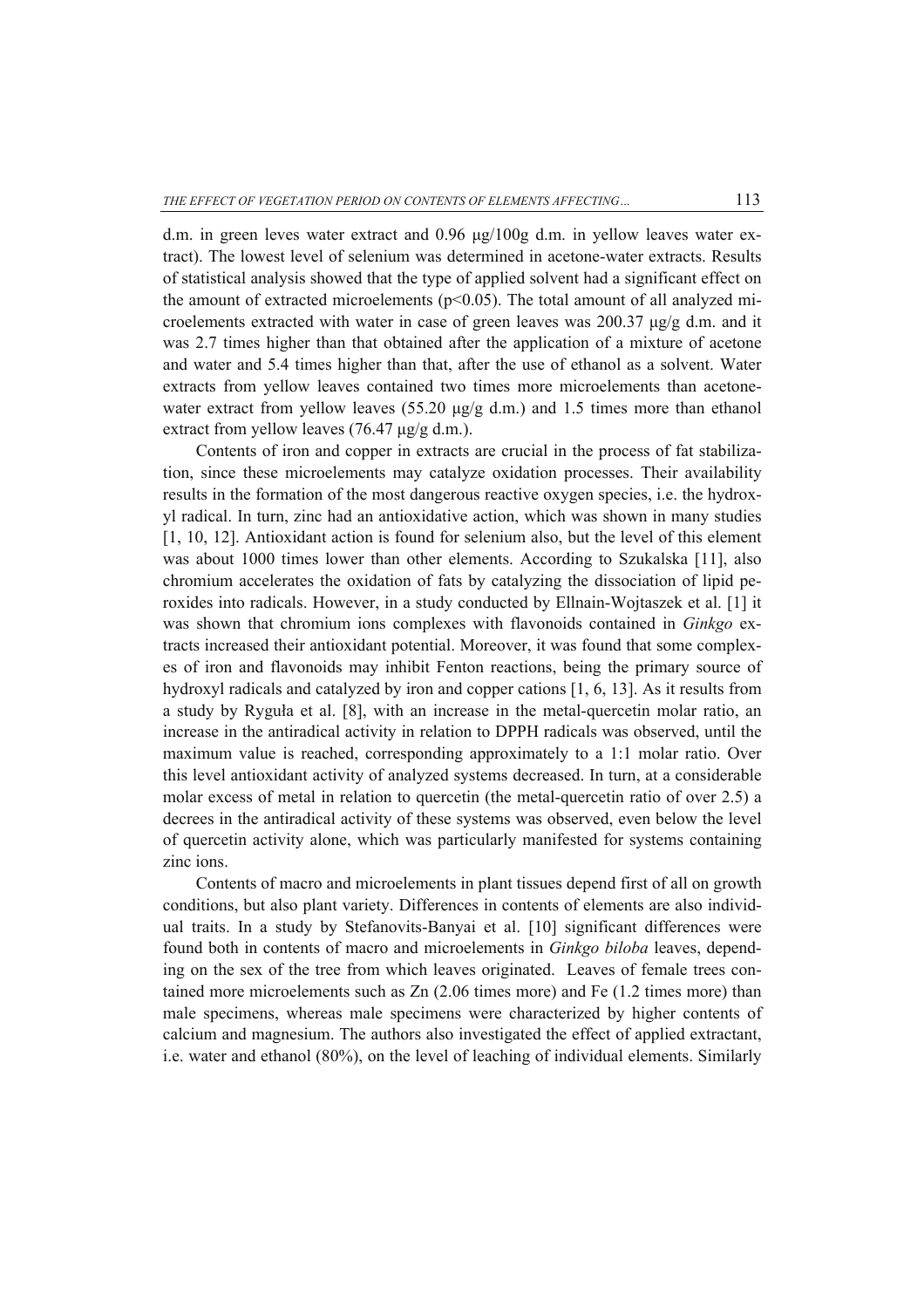d.m. in green leves water extract and 0.96 μg/100g d.m. in yellow leaves water extract). The lowest level of selenium was determined in acetone-water extracts. Results of statistical analysis showed that the type of applied solvent had a significant effect on the amount of extracted microelements ($p<0.05$). The total amount of all analyzed microelements extracted with water in case of green leaves was 200.37 μg/g d.m. and it was 2.7 times higher than that obtained after the application of a mixture of acetone and water and 5.4 times higher than that, after the use of ethanol as a solvent. Water extracts from yellow leaves contained two times more microelements than acetone-water extract from yellow leaves (55.20 μg/g d.m.) and 1.5 times more than ethanol extract from yellow leaves (76.47 μg/g d.m.).

Contents of iron and copper in extracts are crucial in the process of fat stabilization, since these microelements may catalyze oxidation processes. Their availability results in the formation of the most dangerous reactive oxygen species, i.e. the hydroxyl radical. In turn, zinc had an antioxidative action, which was shown in many studies [1, 10, 12]. Antioxidant action is found for selenium also, but the level of this element was about 1000 times lower than other elements. According to Szukalska [11], also chromium accelerates the oxidation of fats by catalyzing the dissociation of lipid peroxides into radicals. However, in a study conducted by Ellnain-Wojtaszek et al. [1] it was shown that chromium ions complexes with flavonoids contained in *Ginkgo* extracts increased their antioxidant potential. Moreover, it was found that some complexes of iron and flavonoids may inhibit Fenton reactions, being the primary source of hydroxyl radicals and catalyzed by iron and copper cations [1, 6, 13]. As it results from a study by Ryguła et al. [8], with an increase in the metal-quercetin molar ratio, an increase in the antiradical activity in relation to DPPH radicals was observed, until the maximum value is reached, corresponding approximately to a 1:1 molar ratio. Over this level antioxidant activity of analyzed systems decreased. In turn, at a considerable molar excess of metal in relation to quercetin (the metal-quercetin ratio of over 2.5) a decrees in the antiradical activity of these systems was observed, even below the level of quercetin activity alone, which was particularly manifested for systems containing zinc ions.

Contents of macro and microelements in plant tissues depend first of all on growth conditions, but also plant variety. Differences in contents of elements are also individual traits. In a study by Stefanovits-Banyai et al. [10] significant differences were found both in contents of macro and microelements in *Ginkgo biloba* leaves, depending on the sex of the tree from which leaves originated. Leaves of female trees contained more microelements such as Zn (2.06 times more) and Fe (1.2 times more) than male specimens, whereas male specimens were characterized by higher contents of calcium and magnesium. The authors also investigated the effect of applied extractant, i.e. water and ethanol (80%), on the level of leaching of individual elements. Similarly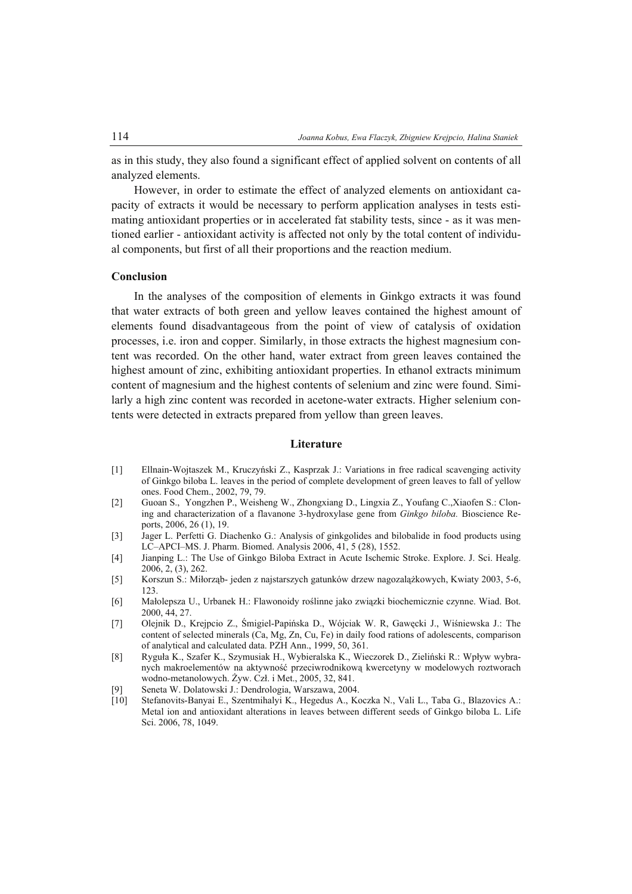as in this study, they also found a significant effect of applied solvent on contents of all analyzed elements.

However, in order to estimate the effect of analyzed elements on antioxidant capacity of extracts it would be necessary to perform application analyses in tests estimating antioxidant properties or in accelerated fat stability tests, since - as it was mentioned earlier - antioxidant activity is affected not only by the total content of individual components, but first of all their proportions and the reaction medium.

## Conclusion

In the analyses of the composition of elements in Ginkgo extracts it was found that water extracts of both green and yellow leaves contained the highest amount of elements found disadvantageous from the point of view of catalysis of oxidation processes, i.e. iron and copper. Similarly, in those extracts the highest magnesium content was recorded. On the other hand, water extract from green leaves contained the highest amount of zinc, exhibiting antioxidant properties. In ethanol extracts minimum content of magnesium and the highest contents of selenium and zinc were found. Similarly a high zinc content was recorded in acetone-water extracts. Higher selenium contents were detected in extracts prepared from yellow than green leaves.

## Literature

[1] Ellnain-Wojtaszek M., Kruczyński Z., Kasprzak J.: Variations in free radical scavenging activity of Ginkgo biloba L. leaves in the period of complete development of green leaves to fall of yellow ones. Food Chem., 2002, 79, 79.

[2] Guoan S., Yongzhen P., Weisheng W., Zhongxiang D., Lingxia Z., Youfang C.,Xiaofen S.: Cloning and characterization of a flavanone 3-hydroxylase gene from *Ginkgo biloba.* Bioscience Reports, 2006, 26 (1), 19.

[3] Jager L. Perfetti G. Diachenko G.: Analysis of ginkgolides and bilobalide in food products using LC–APCI–MS. J. Pharm. Biomed. Analysis 2006, 41, 5 (28), 1552.

[4] Jianping L.: The Use of Ginkgo Biloba Extract in Acute Ischemic Stroke. Explore. J. Sci. Healg. 2006, 2, (3), 262.

[5] Korszun S.: Miłorząb- jeden z najstarszych gatunków drzew nagozalążkowych, Kwiaty 2003, 5-6, 123.

[6] Małolepsza U., Urbanek H.: Flawonoidy roślinne jako związki biochemicznie czynne. Wiad. Bot. 2000, 44, 27.

[7] Olejnik D., Krejpcio Z., Śmigiel-Papińska D., Wójciak W. R, Gawęcki J., Wiśniewska J.: The content of selected minerals (Ca, Mg, Zn, Cu, Fe) in daily food rations of adolescents, comparison of analytical and calculated data. PZH Ann., 1999, 50, 361.

[8] Ryguła K., Szafer K., Szymusiak H., Wybieralska K., Wieczorek D., Zieliński R.: Wpływ wybranych makroelementów na aktywność przeciwrodnikową kwercetyny w modelowych roztworach wodno-metanolowych. Żyw. Czł. i Met., 2005, 32, 841.

[9] Seneta W. Dolatowski J.: Dendrologia, Warszawa, 2004.

[10] Stefanovits-Banyai E., Szentmihalyi K., Hegedus A., Koczka N., Vali L., Taba G., Blazovics A.: Metal ion and antioxidant alterations in leaves between different seeds of Ginkgo biloba L. Life Sci. 2006, 78, 1049.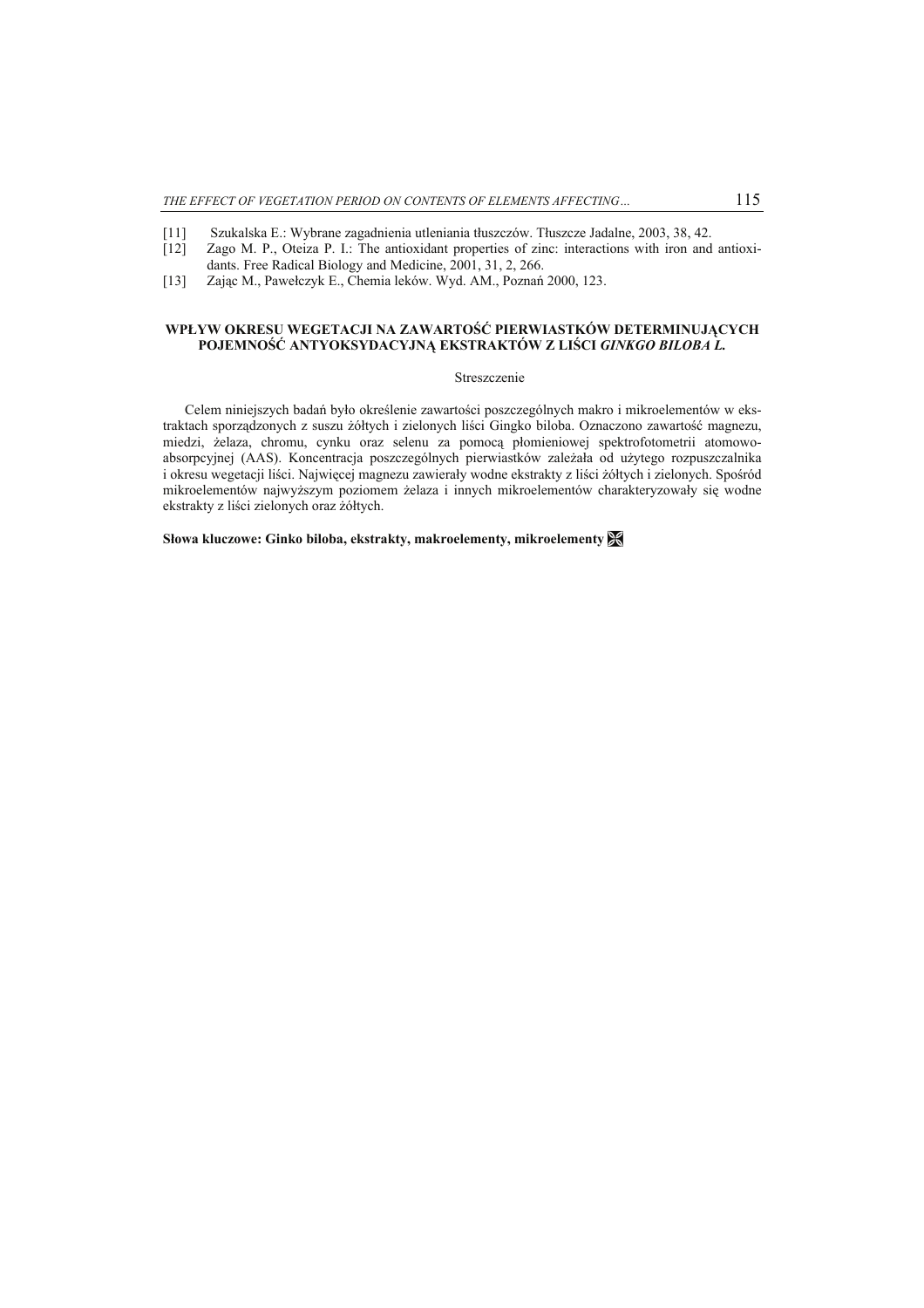[11] Szukalska E.: Wybrane zagadnienia utleniania tłuszczów. Tłuszcze Jadalne, 2003, 38, 42.

[12] Zago M. P., Oteiza P. I.: The antioxidant properties of zinc: interactions with iron and antioxidants. Free Radical Biology and Medicine, 2001, 31, 2, 266.

[13] Zając M., Pawełczyk E., Chemia leków. Wyd. AM., Poznań 2000, 123.

## WPŁYW OKRESU WEGETACJI NA ZAWARTOŚĆ PIERWIASTKÓW DETERMINUJĄCYCH POJEMNOŚĆ ANTYOKSYDACYJNĄ EKSTRAKTÓW Z LIŚCI *GINKGO BILOBA L.*

### Streszczenie

Celem niniejszych badań było określenie zawartości poszczególnych makro i mikroelementów w ekstraktach sporządzonych z suszu żółtych i zielonych liści Gingko biloba. Oznaczono zawartość magnezu, miedzi, żelaza, chromu, cynku oraz selenu za pomocą płomieniowej spektrofotometrii atomowo-absorpcyjnej (AAS). Koncentracja poszczególnych pierwiastków zależała od użytego rozpuszczalnika i okresu wegetacji liści. Najwięcej magnezu zawierały wodne ekstrakty z liści żółtych i zielonych. Spośród mikroelementów najwyższym poziomem żelaza i innych mikroelementów charakteryzowały się wodne ekstrakty z liści zielonych oraz żółtych.

**Słowa kluczowe: Ginko biloba, ekstrakty, makroelementy, mikroelementy**